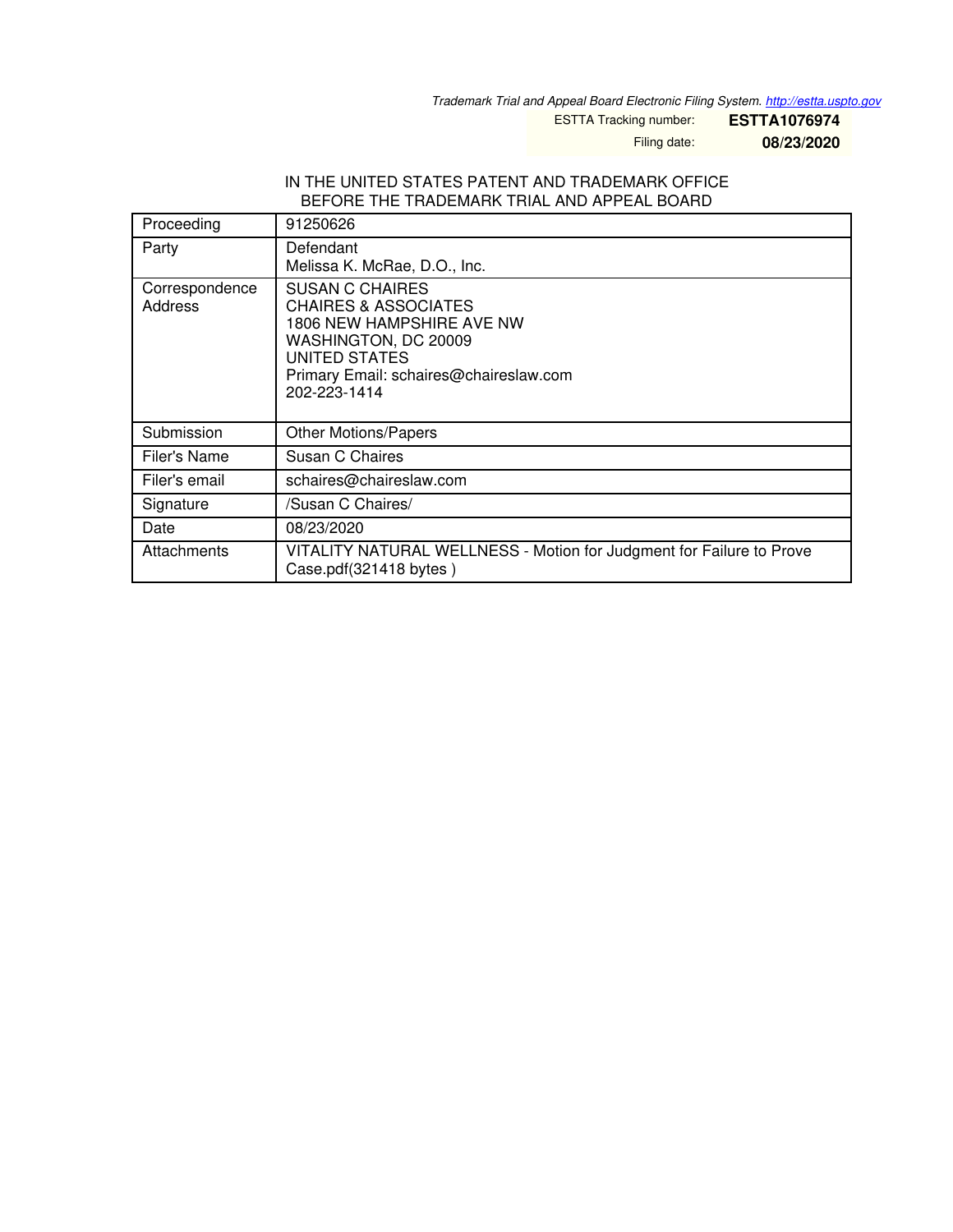*Trademark Trial and Appeal Board Electronic Filing System. http://estta.uspto.gov*

ESTTA Tracking number: **ESTTA1076974**

Filing date: **08/23/2020**

IN THE UNITED STATES PATENT AND TRADEMARK OFFICE
BEFORE THE TRADEMARK TRIAL AND APPEAL BOARD

| | |
|---|---|
| Proceeding | 91250626 |
| Party | Defendant<br>Melissa K. McRae, D.O., Inc. |
| Correspondence Address | SUSAN C CHAIRES<br>CHAIRES & ASSOCIATES<br>1806 NEW HAMPSHIRE AVE NW<br>WASHINGTON, DC 20009<br>UNITED STATES<br>Primary Email: schaires@chaireslaw.com<br>202-223-1414 |
| Submission | Other Motions/Papers |
| Filer's Name | Susan C Chaires |
| Filer's email | schaires@chaireslaw.com |
| Signature | /Susan C Chaires/ |
| Date | 08/23/2020 |
| Attachments | VITALITY NATURAL WELLNESS - Motion for Judgment for Failure to Prove Case.pdf(321418 bytes ) |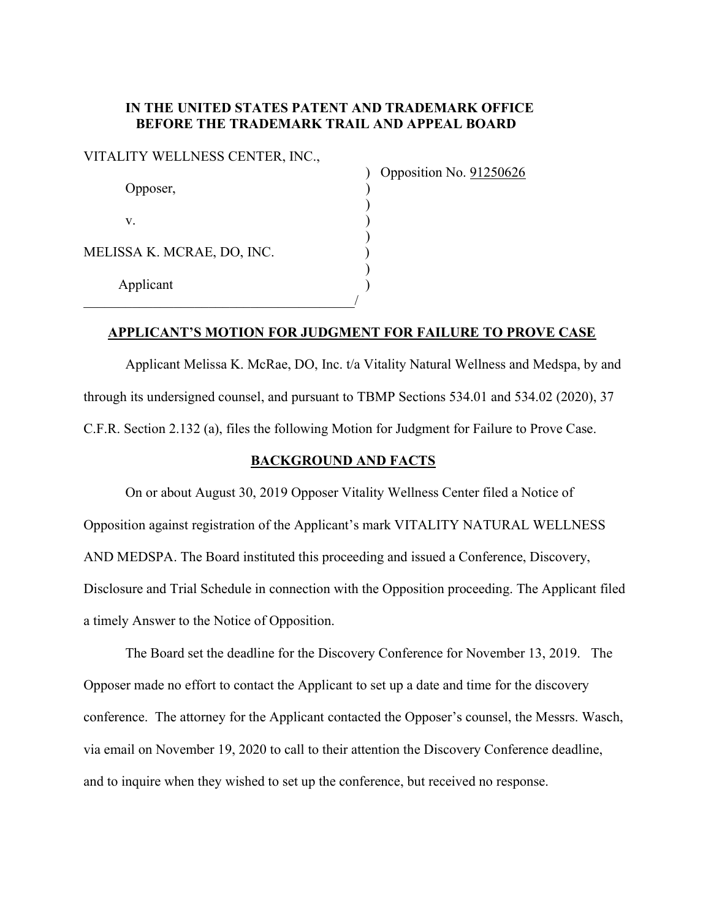**IN THE UNITED STATES PATENT AND TRADEMARK OFFICE**
**BEFORE THE TRADEMARK TRAIL AND APPEAL BOARD**

VITALITY WELLNESS CENTER, INC.,

Opposer,

v.

MELISSA K. MCRAE, DO, INC.

Applicant

) Opposition No. 91250626

## APPLICANT'S MOTION FOR JUDGMENT FOR FAILURE TO PROVE CASE

Applicant Melissa K. McRae, DO, Inc. t/a Vitality Natural Wellness and Medspa, by and through its undersigned counsel, and pursuant to TBMP Sections 534.01 and 534.02 (2020), 37 C.F.R. Section 2.132 (a), files the following Motion for Judgment for Failure to Prove Case.

## BACKGROUND AND FACTS

On or about August 30, 2019 Opposer Vitality Wellness Center filed a Notice of Opposition against registration of the Applicant's mark VITALITY NATURAL WELLNESS AND MEDSPA. The Board instituted this proceeding and issued a Conference, Discovery, Disclosure and Trial Schedule in connection with the Opposition proceeding. The Applicant filed a timely Answer to the Notice of Opposition.

The Board set the deadline for the Discovery Conference for November 13, 2019. The Opposer made no effort to contact the Applicant to set up a date and time for the discovery conference. The attorney for the Applicant contacted the Opposer's counsel, the Messrs. Wasch, via email on November 19, 2020 to call to their attention the Discovery Conference deadline, and to inquire when they wished to set up the conference, but received no response.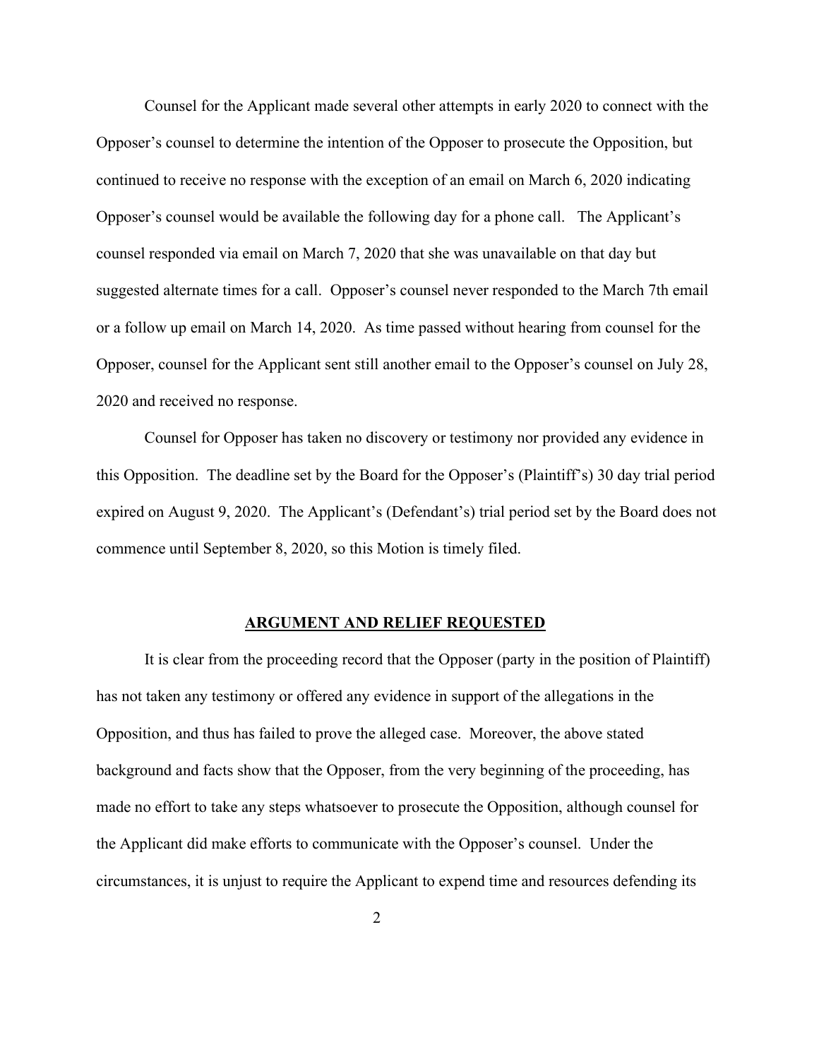Counsel for the Applicant made several other attempts in early 2020 to connect with the Opposer's counsel to determine the intention of the Opposer to prosecute the Opposition, but continued to receive no response with the exception of an email on March 6, 2020 indicating Opposer's counsel would be available the following day for a phone call. The Applicant's counsel responded via email on March 7, 2020 that she was unavailable on that day but suggested alternate times for a call. Opposer's counsel never responded to the March 7th email or a follow up email on March 14, 2020. As time passed without hearing from counsel for the Opposer, counsel for the Applicant sent still another email to the Opposer's counsel on July 28, 2020 and received no response.

Counsel for Opposer has taken no discovery or testimony nor provided any evidence in this Opposition. The deadline set by the Board for the Opposer's (Plaintiff's) 30 day trial period expired on August 9, 2020. The Applicant's (Defendant's) trial period set by the Board does not commence until September 8, 2020, so this Motion is timely filed.

## ARGUMENT AND RELIEF REQUESTED

It is clear from the proceeding record that the Opposer (party in the position of Plaintiff) has not taken any testimony or offered any evidence in support of the allegations in the Opposition, and thus has failed to prove the alleged case. Moreover, the above stated background and facts show that the Opposer, from the very beginning of the proceeding, has made no effort to take any steps whatsoever to prosecute the Opposition, although counsel for the Applicant did make efforts to communicate with the Opposer's counsel. Under the circumstances, it is unjust to require the Applicant to expend time and resources defending its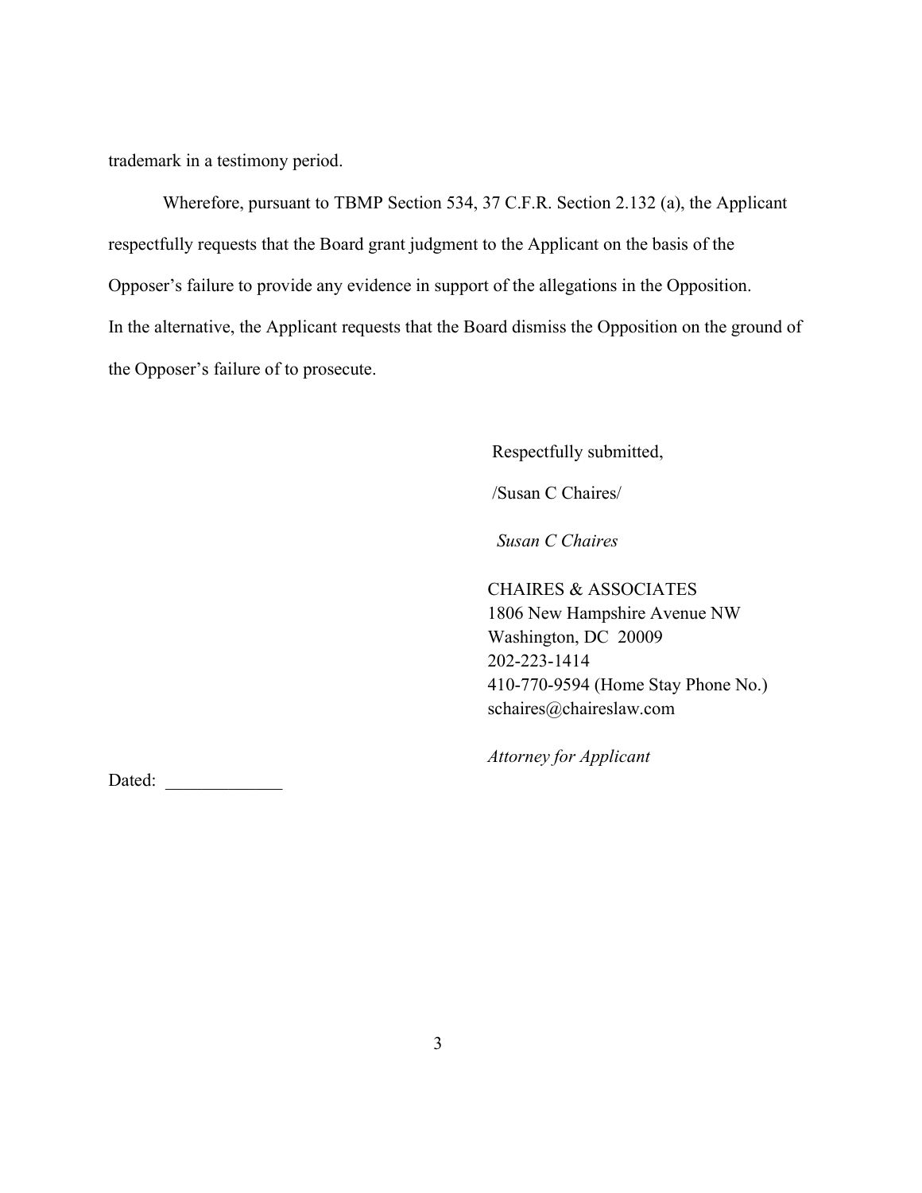trademark in a testimony period.

Wherefore, pursuant to TBMP Section 534, 37 C.F.R. Section 2.132 (a), the Applicant respectfully requests that the Board grant judgment to the Applicant on the basis of the Opposer's failure to provide any evidence in support of the allegations in the Opposition. In the alternative, the Applicant requests that the Board dismiss the Opposition on the ground of the Opposer's failure of to prosecute.

Respectfully submitted,

/Susan C Chaires/

*Susan C Chaires*

CHAIRES & ASSOCIATES
1806 New Hampshire Avenue NW
Washington, DC 20009
202-223-1414
410-770-9594 (Home Stay Phone No.)
schaires@chaireslaw.com

*Attorney for Applicant*

Dated: _____________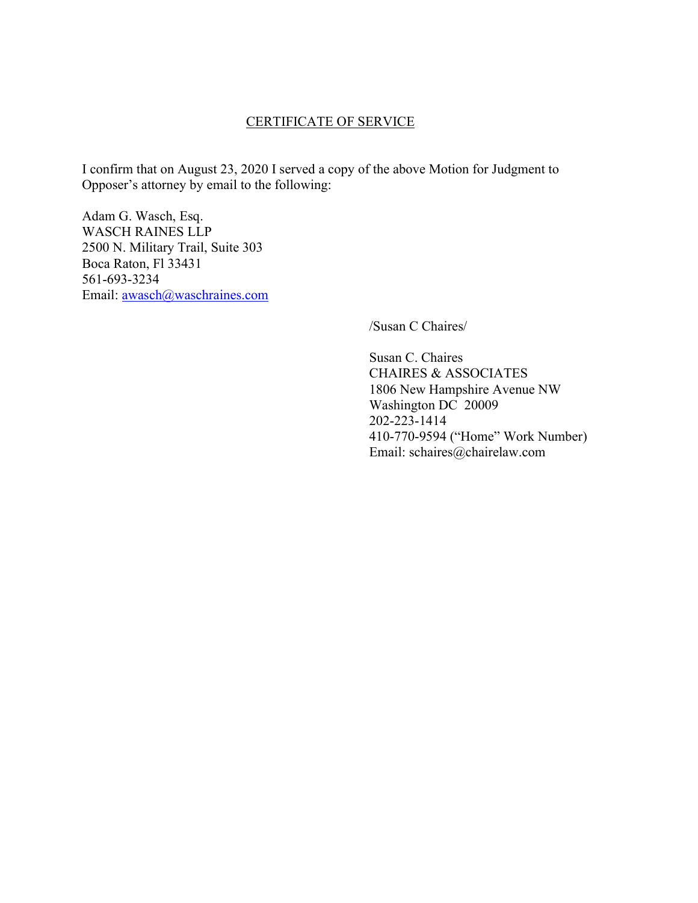CERTIFICATE OF SERVICE

I confirm that on August 23, 2020 I served a copy of the above Motion for Judgment to Opposer's attorney by email to the following:

Adam G. Wasch, Esq.
WASCH RAINES LLP
2500 N. Military Trail, Suite 303
Boca Raton, Fl 33431
561-693-3234
Email: awasch@waschraines.com

/Susan C Chaires/

Susan C. Chaires
CHAIRES & ASSOCIATES
1806 New Hampshire Avenue NW
Washington DC 20009
202-223-1414
410-770-9594 ("Home" Work Number)
Email: schaires@chairelaw.com